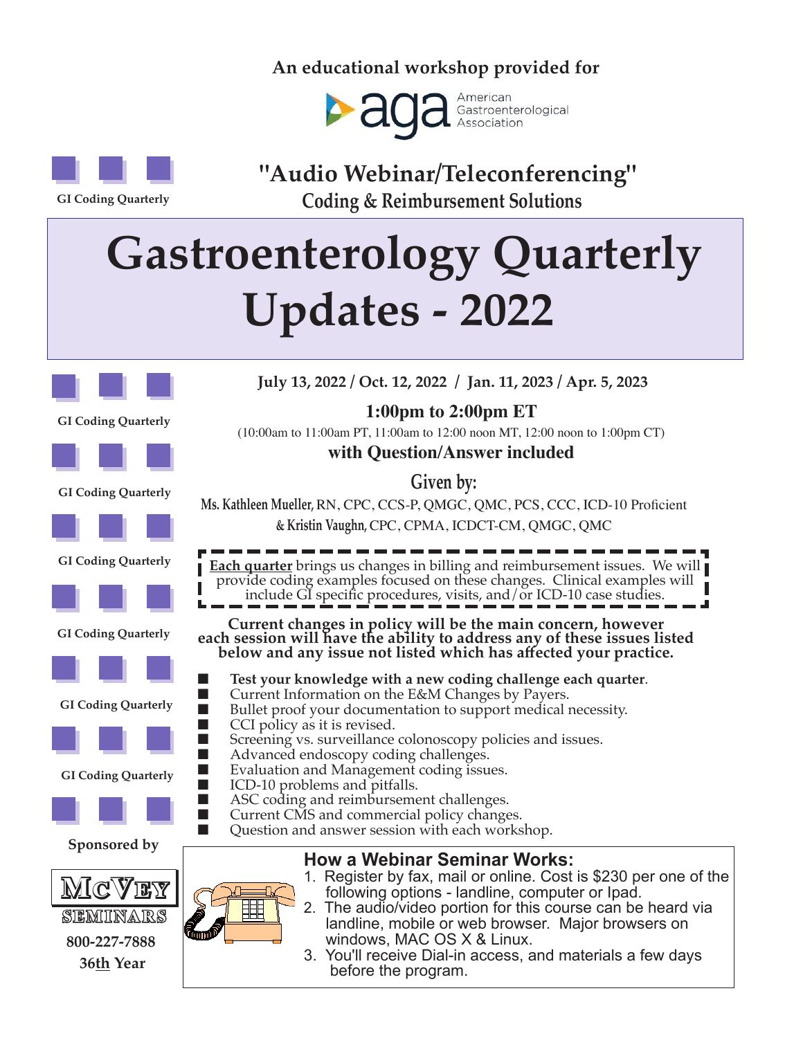An educational workshop provided for

American Gastroenterological Association

GI Coding Quarterly

## "Audio Webinar/Teleconferencing"

**Coding & Reimbursement Solutions**

# Gastroenterology Quarterly Updates - 2022

**July 13, 2022 / Oct. 12, 2022 / Jan. 11, 2023 / Apr. 5, 2023**

**1:00pm to 2:00pm ET**

(10:00am to 11:00am PT, 11:00am to 12:00 noon MT, 12:00 noon to 1:00pm CT)

**with Question/Answer included**

**Given by:**

**Ms. Kathleen Mueller,** RN, CPC, CCS-P, QMGC, QMC, PCS, CCC, ICD-10 Proficient

**& Kristin Vaughn,** CPC, CPMA, ICDCT-CM, QMGC, QMC

**Each quarter** brings us changes in billing and reimbursement issues. We will provide coding examples focused on these changes. Clinical examples will include GI specific procedures, visits, and/or ICD-10 case studies.

**Current changes in policy will be the main concern, however each session will have the ability to address any of these issues listed below and any issue not listed which has affected your practice.**

- **Test your knowledge with a new coding challenge each quarter**.
- Current Information on the E&M Changes by Payers.
- Bullet proof your documentation to support medical necessity.
- CCI policy as it is revised.
- Screening vs. surveillance colonoscopy policies and issues.
- Advanced endoscopy coding challenges.
- Evaluation and Management coding issues.
- ICD-10 problems and pitfalls.
- ASC coding and reimbursement challenges.
- Current CMS and commercial policy changes.
- Question and answer session with each workshop.

### How a Webinar Seminar Works:

1. Register by fax, mail or online. Cost is $230 per one of the following options - landline, computer or Ipad.
2. The audio/video portion for this course can be heard via landline, mobile or web browser. Major browsers on windows, MAC OS X & Linux.
3. You'll receive Dial-in access, and materials a few days before the program.

**Sponsored by**

McVEY SEMINARS

**800-227-7888**

**36th Year**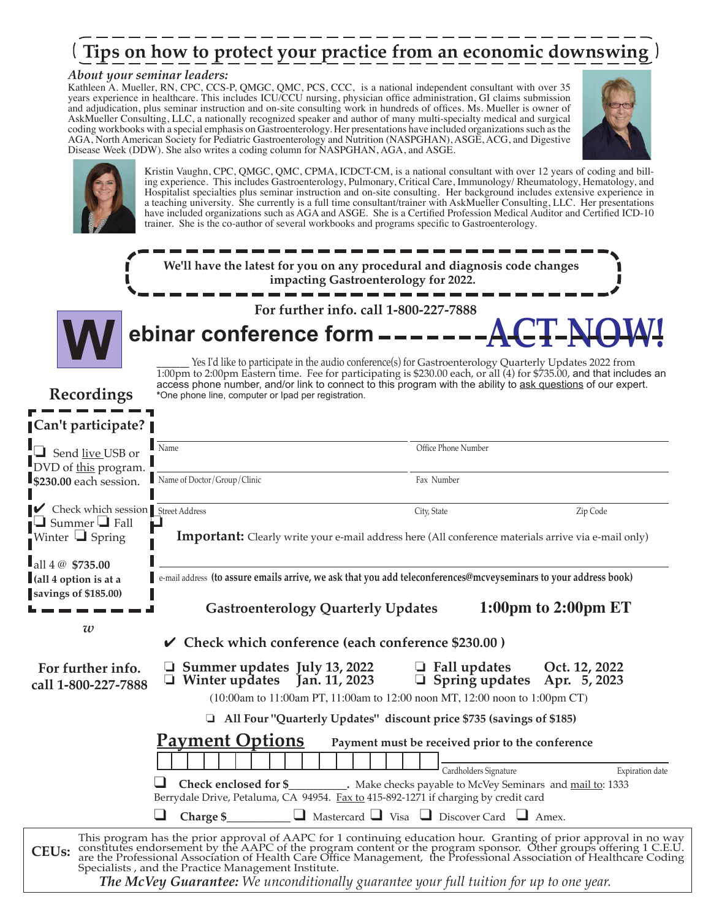# Tips on how to protect your practice from an economic downswing

*About your seminar leaders:*

Kathleen A. Mueller, RN, CPC, CCS-P, QMGC, QMC, PCS, CCC, is a national independent consultant with over 35 years experience in healthcare. This includes ICU/CCU nursing, physician office administration, GI claims submission and adjudication, plus seminar instruction and on-site consulting work in hundreds of offices. Ms. Mueller is owner of AskMueller Consulting, LLC, a nationally recognized speaker and author of many multi-specialty medical and surgical coding workbooks with a special emphasis on Gastroenterology. Her presentations have included organizations such as the AGA, North American Society for Pediatric Gastroenterology and Nutrition (NASPGHAN), ASGE, ACG, and Digestive Disease Week (DDW). She also writes a coding column for NASPGHAN, AGA, and ASGE.

Kristin Vaughn, CPC, QMGC, QMC, CPMA, ICDCT-CM, is a national consultant with over 12 years of coding and billing experience. This includes Gastroenterology, Pulmonary, Critical Care, Immunology/ Rheumatology, Hematology, and Hospitalist specialties plus seminar instruction and on-site consulting. Her background includes extensive experience in a teaching university. She currently is a full time consultant/trainer with AskMueller Consulting, LLC. Her presentations have included organizations such as AGA and ASGE. She is a Certified Profession Medical Auditor and Certified ICD-10 trainer. She is the co-author of several workbooks and programs specific to Gastroenterology.

**We'll have the latest for you on any procedural and diagnosis code changes impacting Gastroenterology for 2022.**

**For further info. call 1-800-227-7888**

## Webinar conference form — ACT NOW!

______ Yes I'd like to participate in the audio conference(s) for Gastroenterology Quarterly Updates 2022 from 1:00pm to 2:00pm Eastern time. Fee for participating is $230.00 each, or all (4) for $735.00, and that includes an access phone number, and/or link to connect to this program with the ability to ask questions of our expert.
*One phone line, computer or Ipad per registration.

### Recordings

**Can't participate?**

❑ Send live USB or DVD of this program. **$230.00** each session.

✔ Check which session
❑ Summer ❑ Fall
❑ Winter ❑ Spring

all 4 @ **$735.00**
**(all 4 option is at a savings of $185.00)**

**For further info. call 1-800-227-7888**

Name ______________________ Office Phone Number ______________________

Name of Doctor/Group/Clinic ______________________ Fax Number ______________________

Street Address ______________________ City, State ______________ Zip Code ______________

**Important:** Clearly write your e-mail address here (All conference materials arrive via e-mail only)

e-mail address **(to assure emails arrive, we ask that you add teleconferences@mcveyseminars to your address book)**

**Gastroenterology Quarterly Updates** **1:00pm to 2:00pm ET**

✔ **Check which conference (each conference $230.00 )**

❑ **Summer updates July 13, 2022** ❑ **Fall updates Oct. 12, 2022**
❑ **Winter updates Jan. 11, 2023** ❑ **Spring updates Apr. 5, 2023**

(10:00am to 11:00am PT, 11:00am to 12:00 noon MT, 12:00 noon to 1:00pm CT)

❑ **All Four "Quarterly Updates" discount price $735 (savings of $185)**

### Payment Options

**Payment must be received prior to the conference**

Card number: ______________ Cardholders Signature ______________ Expiration date ______________

❑ **Check enclosed for $__________.** Make checks payable to McVey Seminars and mail to: 1333 Berrydale Drive, Petaluma, CA 94954. Fax to 415-892-1271 if charging by credit card

❑ **Charge $__________** ❑ Mastercard ❑ Visa ❑ Discover Card ❑ Amex.

**CEUs:** This program has the prior approval of AAPC for 1 continuing education hour. Granting of prior approval in no way constitutes endorsement by the AAPC of the program content or the program sponsor. Other groups offering 1 C.E.U. are the Professional Association of Health Care Office Management, the Professional Association of Healthcare Coding Specialists , and the Practice Management Institute.

***The McVey Guarantee:*** *We unconditionally guarantee your full tuition for up to one year.*